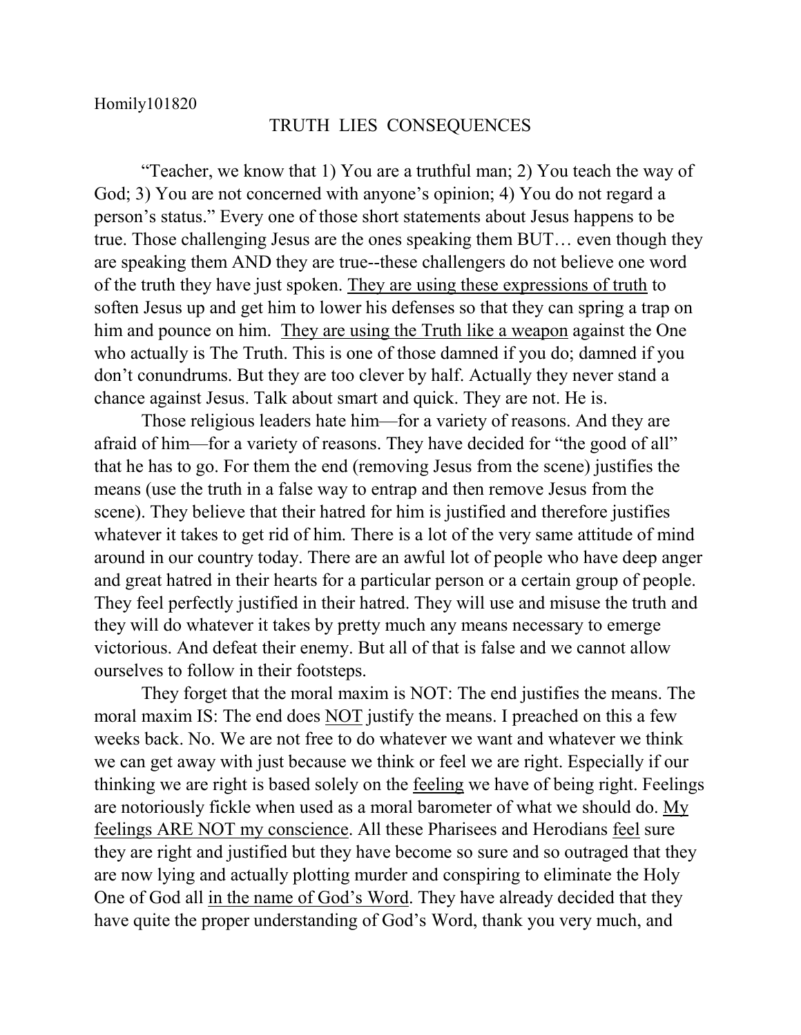Homily101820

# TRUTH LIES CONSEQUENCES

"Teacher, we know that 1) You are a truthful man; 2) You teach the way of God; 3) You are not concerned with anyone's opinion; 4) You do not regard a person's status." Every one of those short statements about Jesus happens to be true. Those challenging Jesus are the ones speaking them BUT… even though they are speaking them AND they are true--these challengers do not believe one word of the truth they have just spoken. <u>They are using these expressions of truth</u> to soften Jesus up and get him to lower his defenses so that they can spring a trap on him and pounce on him. <u>They are using the Truth like a weapon</u> against the One who actually is The Truth. This is one of those damned if you do; damned if you don't conundrums. But they are too clever by half. Actually they never stand a chance against Jesus. Talk about smart and quick. They are not. He is.

Those religious leaders hate him—for a variety of reasons. And they are afraid of him—for a variety of reasons. They have decided for "the good of all" that he has to go. For them the end (removing Jesus from the scene) justifies the means (use the truth in a false way to entrap and then remove Jesus from the scene). They believe that their hatred for him is justified and therefore justifies whatever it takes to get rid of him. There is a lot of the very same attitude of mind around in our country today. There are an awful lot of people who have deep anger and great hatred in their hearts for a particular person or a certain group of people. They feel perfectly justified in their hatred. They will use and misuse the truth and they will do whatever it takes by pretty much any means necessary to emerge victorious. And defeat their enemy. But all of that is false and we cannot allow ourselves to follow in their footsteps.

They forget that the moral maxim is NOT: The end justifies the means. The moral maxim IS: The end does <u>NOT</u> justify the means. I preached on this a few weeks back. No. We are not free to do whatever we want and whatever we think we can get away with just because we think or feel we are right. Especially if our thinking we are right is based solely on the <u>feeling</u> we have of being right. Feelings are notoriously fickle when used as a moral barometer of what we should do. <u>My feelings ARE NOT my conscience</u>. All these Pharisees and Herodians <u>feel</u> sure they are right and justified but they have become so sure and so outraged that they are now lying and actually plotting murder and conspiring to eliminate the Holy One of God all <u>in the name of God's Word</u>. They have already decided that they have quite the proper understanding of God's Word, thank you very much, and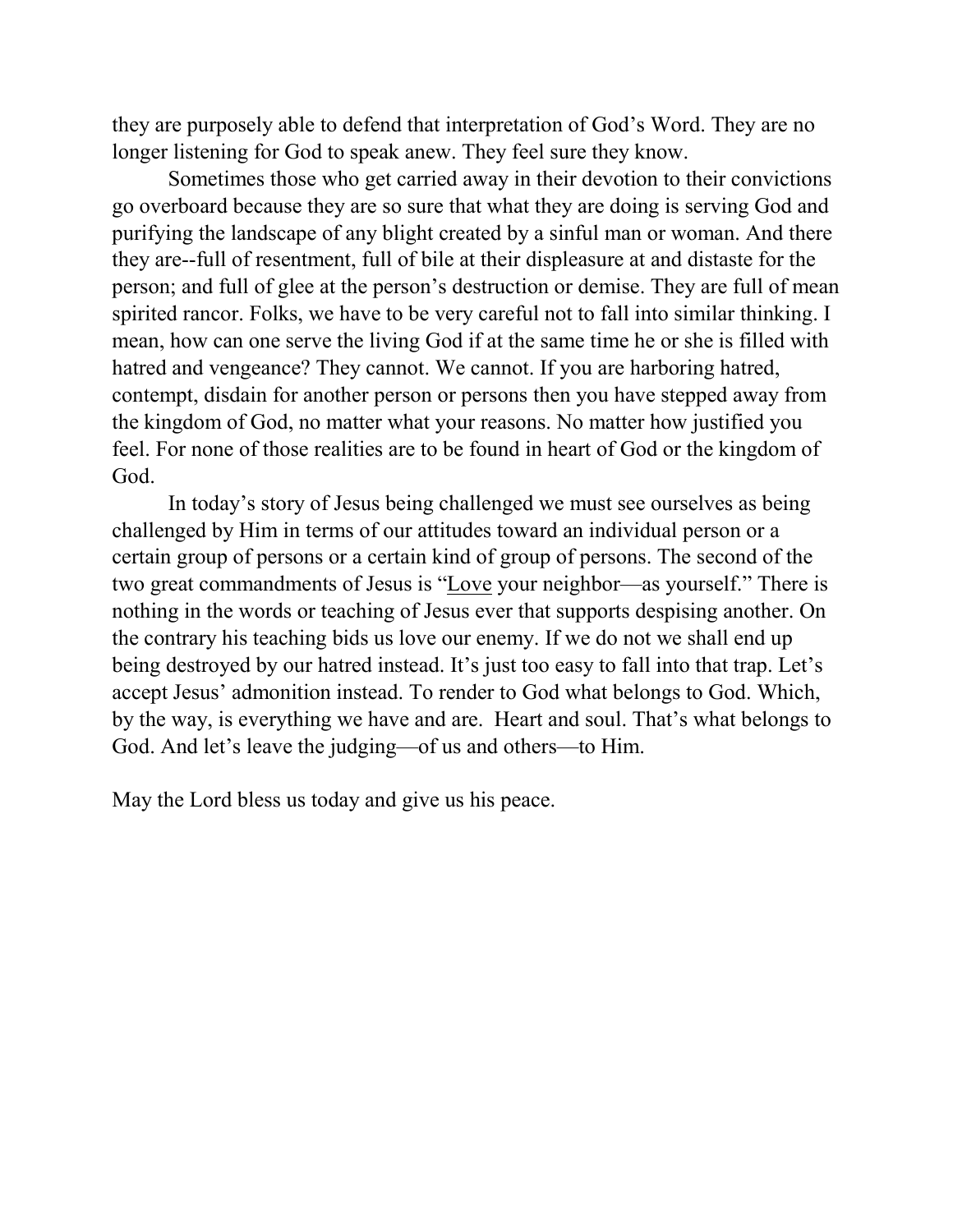they are purposely able to defend that interpretation of God's Word. They are no longer listening for God to speak anew. They feel sure they know.

Sometimes those who get carried away in their devotion to their convictions go overboard because they are so sure that what they are doing is serving God and purifying the landscape of any blight created by a sinful man or woman. And there they are--full of resentment, full of bile at their displeasure at and distaste for the person; and full of glee at the person's destruction or demise. They are full of mean spirited rancor. Folks, we have to be very careful not to fall into similar thinking. I mean, how can one serve the living God if at the same time he or she is filled with hatred and vengeance? They cannot. We cannot. If you are harboring hatred, contempt, disdain for another person or persons then you have stepped away from the kingdom of God, no matter what your reasons. No matter how justified you feel. For none of those realities are to be found in heart of God or the kingdom of God.

In today's story of Jesus being challenged we must see ourselves as being challenged by Him in terms of our attitudes toward an individual person or a certain group of persons or a certain kind of group of persons. The second of the two great commandments of Jesus is "<u>Love</u> your neighbor—as yourself." There is nothing in the words or teaching of Jesus ever that supports despising another. On the contrary his teaching bids us love our enemy. If we do not we shall end up being destroyed by our hatred instead. It's just too easy to fall into that trap. Let's accept Jesus' admonition instead. To render to God what belongs to God. Which, by the way, is everything we have and are. Heart and soul. That's what belongs to God. And let's leave the judging—of us and others—to Him.

May the Lord bless us today and give us his peace.